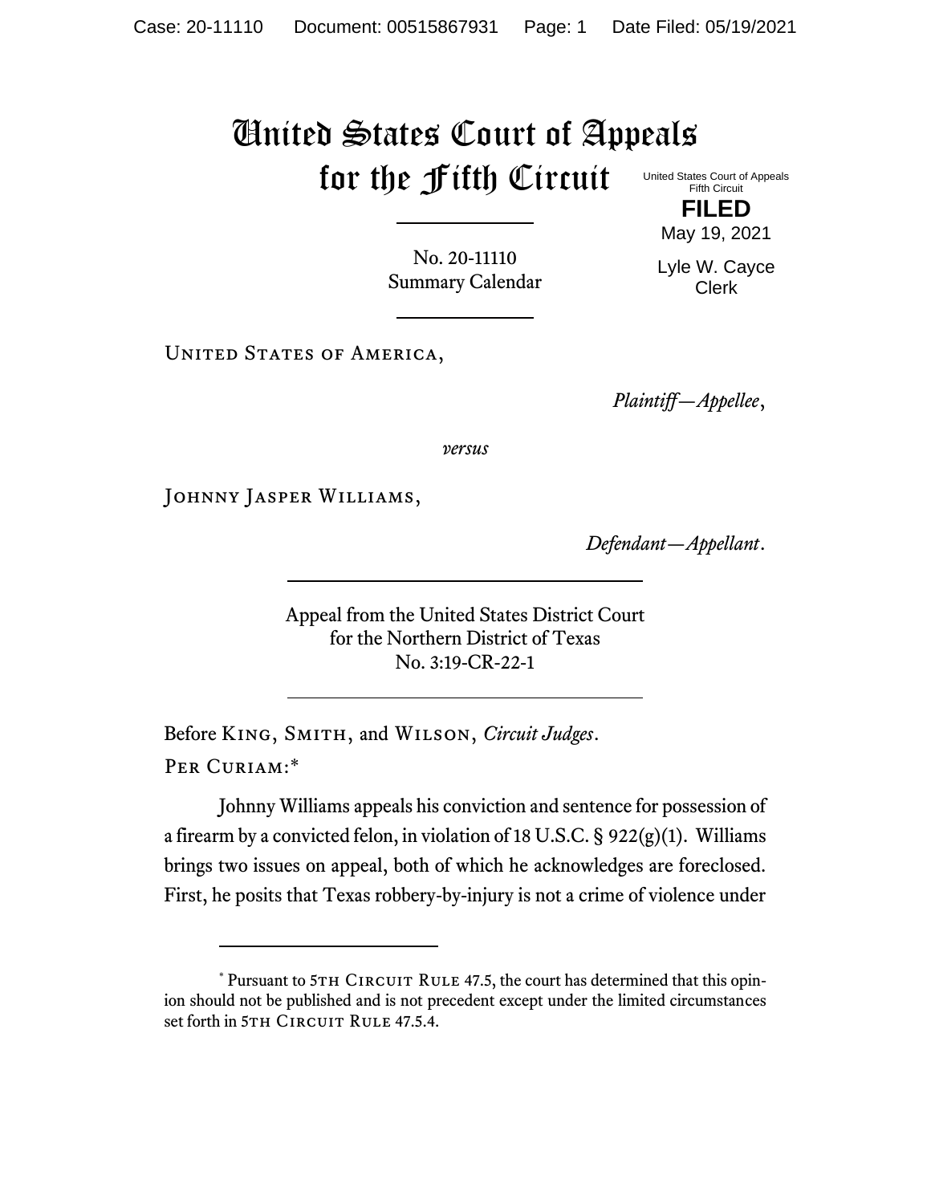# United States Court of Appeals for the Fifth Circuit

United States Court of Appeals
Fifth Circuit

**FILED**

May 19, 2021

Lyle W. Cayce
Clerk

No. 20-11110
Summary Calendar

United States of America,

*Plaintiff—Appellee*,

*versus*

Johnny Jasper Williams,

*Defendant—Appellant*.

Appeal from the United States District Court
for the Northern District of Texas
No. 3:19-CR-22-1

Before King, Smith, and Wilson, *Circuit Judges*.

Per Curiam:*

Johnny Williams appeals his conviction and sentence for possession of a firearm by a convicted felon, in violation of 18 U.S.C. § 922(g)(1). Williams brings two issues on appeal, both of which he acknowledges are foreclosed. First, he posits that Texas robbery-by-injury is not a crime of violence under

* Pursuant to 5th Circuit Rule 47.5, the court has determined that this opinion should not be published and is not precedent except under the limited circumstances set forth in 5th Circuit Rule 47.5.4.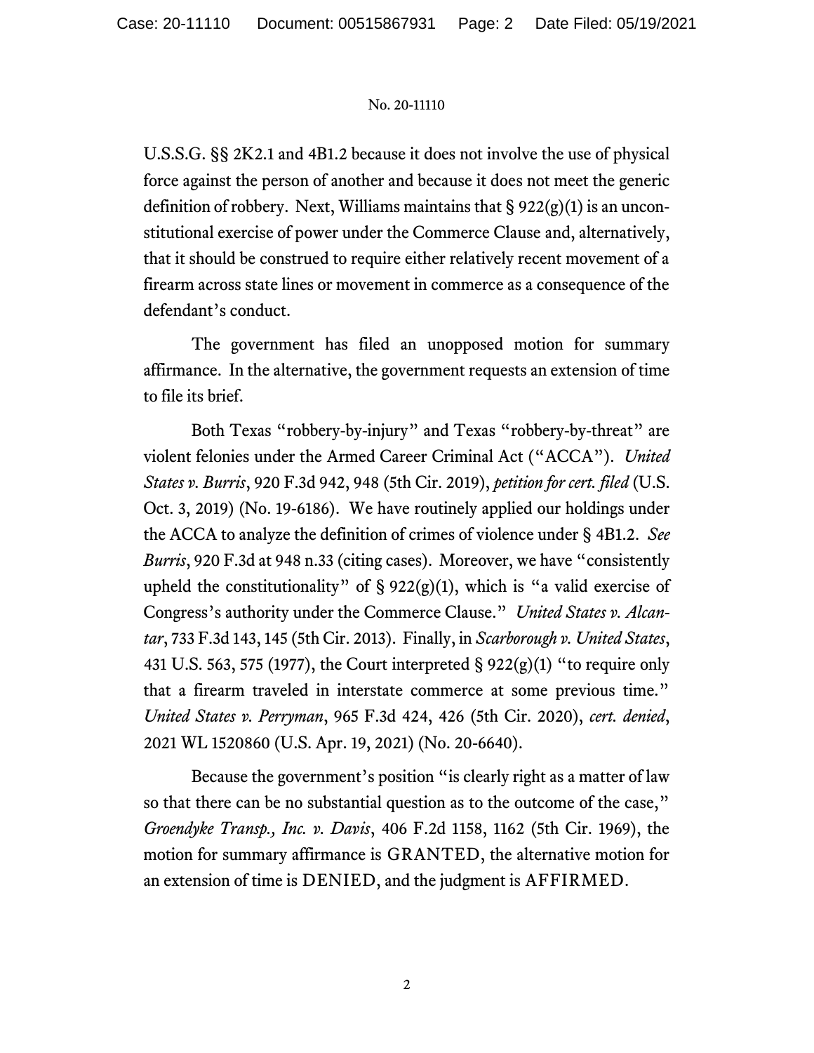U.S.S.G. §§ 2K2.1 and 4B1.2 because it does not involve the use of physical force against the person of another and because it does not meet the generic definition of robbery. Next, Williams maintains that § 922(g)(1) is an unconstitutional exercise of power under the Commerce Clause and, alternatively, that it should be construed to require either relatively recent movement of a firearm across state lines or movement in commerce as a consequence of the defendant's conduct.

The government has filed an unopposed motion for summary affirmance. In the alternative, the government requests an extension of time to file its brief.

Both Texas "robbery-by-injury" and Texas "robbery-by-threat" are violent felonies under the Armed Career Criminal Act ("ACCA"). *United States v. Burris*, 920 F.3d 942, 948 (5th Cir. 2019), *petition for cert. filed* (U.S. Oct. 3, 2019) (No. 19-6186). We have routinely applied our holdings under the ACCA to analyze the definition of crimes of violence under § 4B1.2. *See Burris*, 920 F.3d at 948 n.33 (citing cases). Moreover, we have "consistently upheld the constitutionality" of § 922(g)(1), which is "a valid exercise of Congress's authority under the Commerce Clause." *United States v. Alcantar*, 733 F.3d 143, 145 (5th Cir. 2013). Finally, in *Scarborough v. United States*, 431 U.S. 563, 575 (1977), the Court interpreted § 922(g)(1) "to require only that a firearm traveled in interstate commerce at some previous time." *United States v. Perryman*, 965 F.3d 424, 426 (5th Cir. 2020), *cert. denied*, 2021 WL 1520860 (U.S. Apr. 19, 2021) (No. 20-6640).

Because the government's position "is clearly right as a matter of law so that there can be no substantial question as to the outcome of the case," *Groendyke Transp., Inc. v. Davis*, 406 F.2d 1158, 1162 (5th Cir. 1969), the motion for summary affirmance is GRANTED, the alternative motion for an extension of time is DENIED, and the judgment is AFFIRMED.